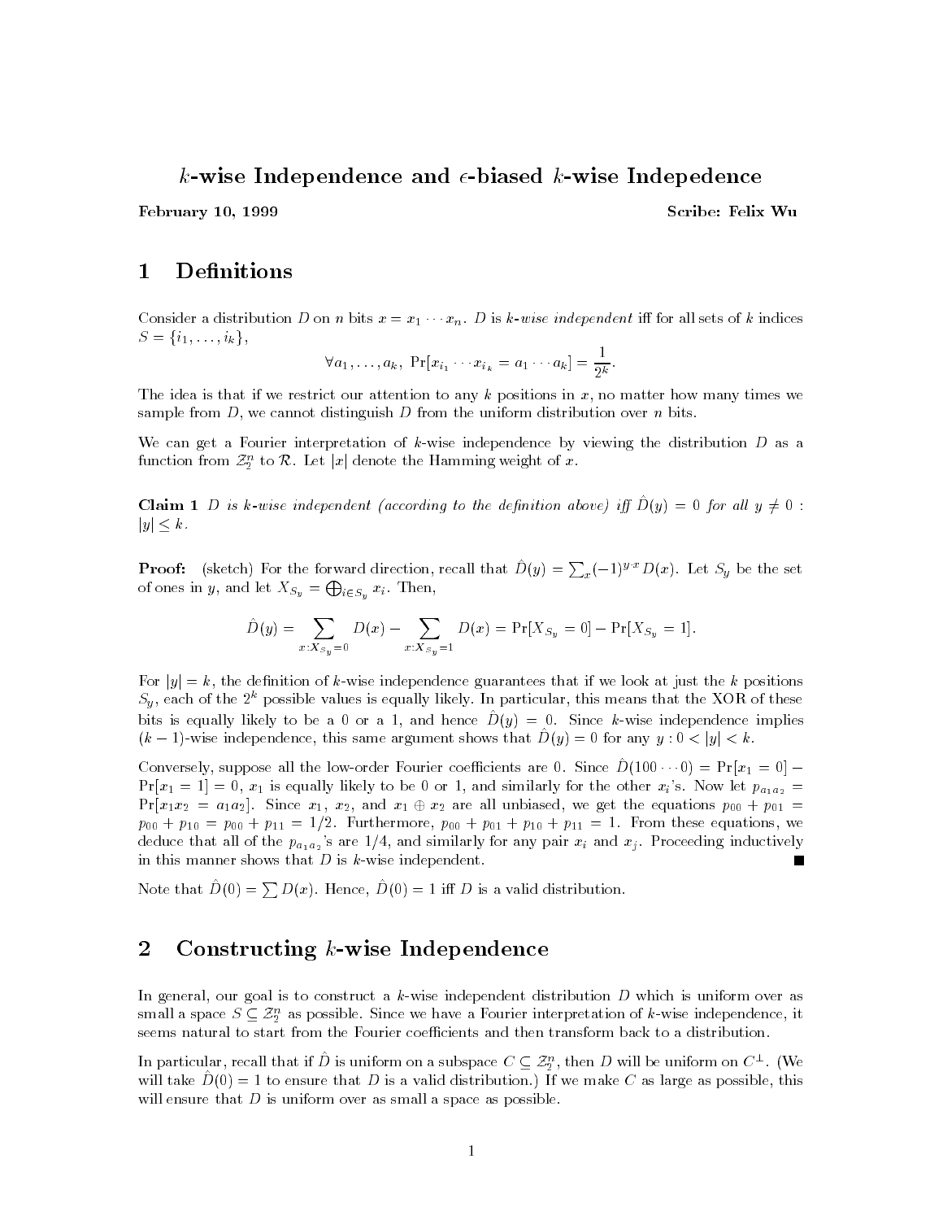# $k$-wise Independence and $\epsilon$-biased $k$-wise Indepedence

**February 10, 1999** **Scribe: Felix Wu**

## 1 Definitions

Consider a distribution $D$ on $n$ bits $x = x_1 \cdots x_n$. $D$ is *$k$-wise independent* iff for all sets of $k$ indices $S = \{i_1, \ldots, i_k\}$,

$$\forall a_1, \ldots, a_k,\ \Pr[x_{i_1} \cdots x_{i_k} = a_1 \cdots a_k] = \frac{1}{2^k}.$$

The idea is that if we restrict our attention to any $k$ positions in $x$, no matter how many times we sample from $D$, we cannot distinguish $D$ from the uniform distribution over $n$ bits.

We can get a Fourier interpretation of $k$-wise independence by viewing the distribution $D$ as a function from $\mathcal{Z}_2^n$ to $\mathcal{R}$. Let $|x|$ denote the Hamming weight of $x$.

**Claim 1** *$D$ is $k$-wise independent (according to the definition above) iff $\hat{D}(y) = 0$ for all $y \neq 0$ : $|y| \leq k$.*

**Proof:** (sketch) For the forward direction, recall that $\hat{D}(y) = \sum_x (-1)^{y \cdot x} D(x)$. Let $S_y$ be the set of ones in $y$, and let $X_{S_y} = \bigoplus_{i \in S_y} x_i$. Then,

$$\hat{D}(y) = \sum_{x : X_{S_y} = 0} D(x) - \sum_{x : X_{S_y} = 1} D(x) = \Pr[X_{S_y} = 0] - \Pr[X_{S_y} = 1].$$

For $|y| = k$, the definition of $k$-wise independence guarantees that if we look at just the $k$ positions $S_y$, each of the $2^k$ possible values is equally likely. In particular, this means that the XOR of these bits is equally likely to be a 0 or a 1, and hence $\hat{D}(y) = 0$. Since $k$-wise independence implies $(k-1)$-wise independence, this same argument shows that $\hat{D}(y) = 0$ for any $y : 0 < |y| < k$.

Conversely, suppose all the low-order Fourier coefficients are 0. Since $\hat{D}(100 \cdots 0) = \Pr[x_1 = 0] - \Pr[x_1 = 1] = 0$, $x_1$ is equally likely to be 0 or 1, and similarly for the other $x_i$'s. Now let $p_{a_1 a_2} = \Pr[x_1 x_2 = a_1 a_2]$. Since $x_1$, $x_2$, and $x_1 \oplus x_2$ are all unbiased, we get the equations $p_{00} + p_{01} = p_{00} + p_{10} = p_{00} + p_{11} = 1/2$. Furthermore, $p_{00} + p_{01} + p_{10} + p_{11} = 1$. From these equations, we deduce that all of the $p_{a_1 a_2}$'s are $1/4$, and similarly for any pair $x_i$ and $x_j$. Proceeding inductively in this manner shows that $D$ is $k$-wise independent. ■

Note that $\hat{D}(0) = \sum D(x)$. Hence, $\hat{D}(0) = 1$ iff $D$ is a valid distribution.

## 2 Constructing $k$-wise Independence

In general, our goal is to construct a $k$-wise independent distribution $D$ which is uniform over as small a space $S \subseteq \mathcal{Z}_2^n$ as possible. Since we have a Fourier interpretation of $k$-wise independence, it seems natural to start from the Fourier coefficients and then transform back to a distribution.

In particular, recall that if $\hat{D}$ is uniform on a subspace $C \subseteq \mathcal{Z}_2^n$, then $D$ will be uniform on $C^\perp$. (We will take $\hat{D}(0) = 1$ to ensure that $D$ is a valid distribution.) If we make $C$ as large as possible, this will ensure that $D$ is uniform over as small a space as possible.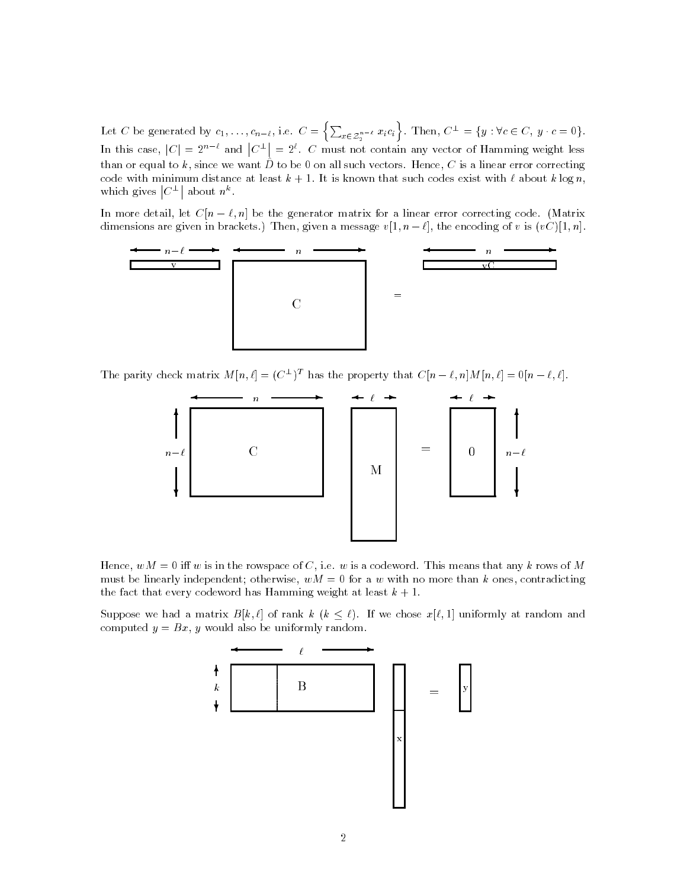Let $C$ be generated by $c_1, \ldots, c_{n-\ell}$, i.e. $C = \left\{ \sum_{x \in \mathbb{Z}_2^{n-\ell}} x_i c_i \right\}$. Then, $C^\perp = \{y : \forall c \in C,\ y \cdot c = 0\}$. In this case, $|C| = 2^{n-\ell}$ and $\left|C^\perp\right| = 2^\ell$. $C$ must not contain any vector of Hamming weight less than or equal to $k$, since we want $\hat{D}$ to be 0 on all such vectors. Hence, $C$ is a linear error correcting code with minimum distance at least $k+1$. It is known that such codes exist with $\ell$ about $k \log n$, which gives $\left|C^\perp\right|$ about $n^k$.

In more detail, let $C[n-\ell, n]$ be the generator matrix for a linear error correcting code. (Matrix dimensions are given in brackets.) Then, given a message $v[1, n-\ell]$, the encoding of $v$ is $(vC)[1, n]$.

$n-\ell$

v

$n$

C

=

$n$

vC

The parity check matrix $M[n, \ell] = (C^\perp)^T$ has the property that $C[n-\ell, n]M[n, \ell] = 0[n-\ell, \ell]$.

$n$

$n-\ell$

C

$\ell$

M

=

$\ell$

0

$n-\ell$

Hence, $wM = 0$ iff $w$ is in the rowspace of $C$, i.e. $w$ is a codeword. This means that any $k$ rows of $M$ must be linearly independent; otherwise, $wM = 0$ for a $w$ with no more than $k$ ones, contradicting the fact that every codeword has Hamming weight at least $k+1$.

Suppose we had a matrix $B[k, \ell]$ of rank $k$ ($k \leq \ell$). If we chose $x[\ell, 1]$ uniformly at random and computed $y = Bx$, $y$ would also be uniformly random.

$\ell$

$k$

B

x

=

y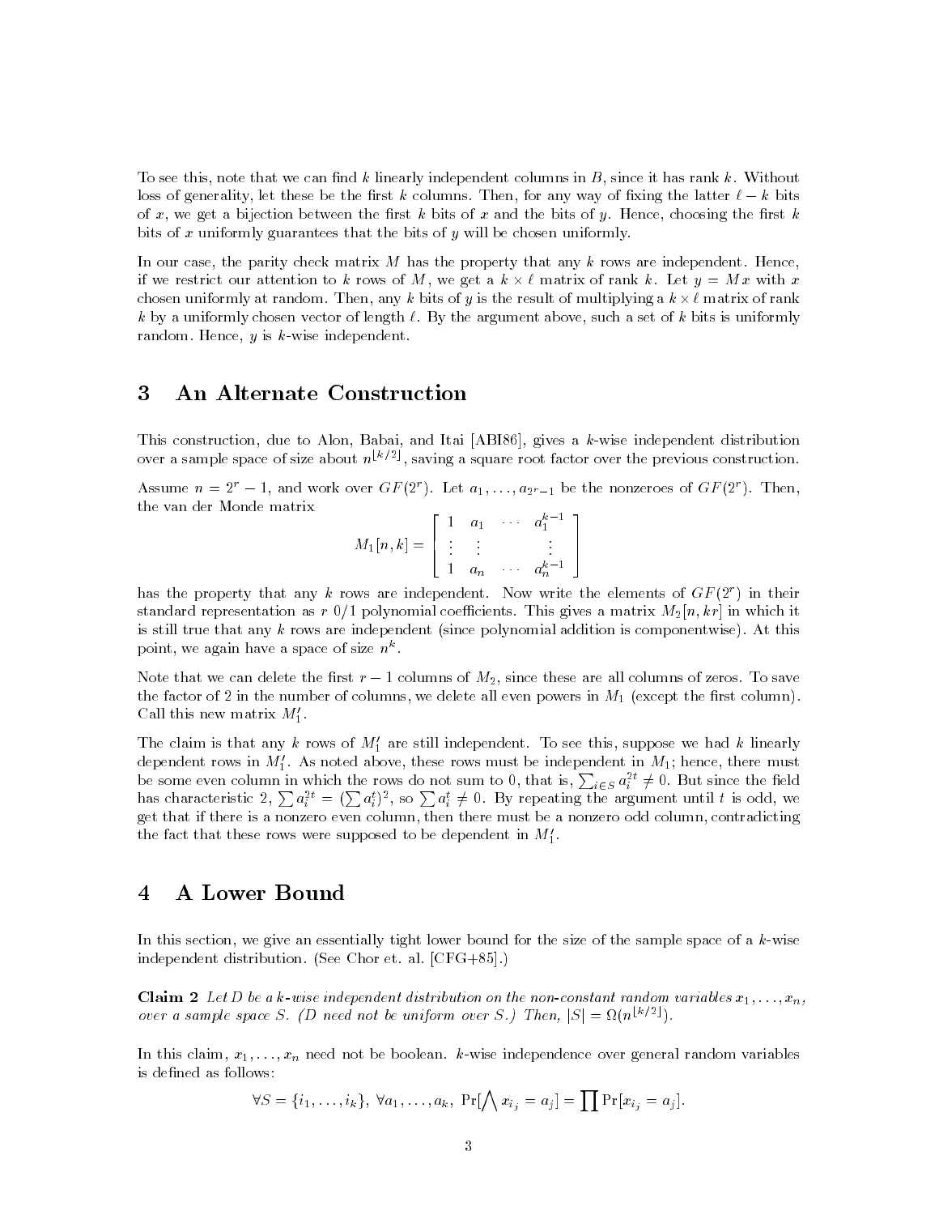To see this, note that we can find $k$ linearly independent columns in $B$, since it has rank $k$. Without loss of generality, let these be the first $k$ columns. Then, for any way of fixing the latter $\ell - k$ bits of $x$, we get a bijection between the first $k$ bits of $x$ and the bits of $y$. Hence, choosing the first $k$ bits of $x$ uniformly guarantees that the bits of $y$ will be chosen uniformly.

In our case, the parity check matrix $M$ has the property that any $k$ rows are independent. Hence, if we restrict our attention to $k$ rows of $M$, we get a $k \times \ell$ matrix of rank $k$. Let $y = Mx$ with $x$ chosen uniformly at random. Then, any $k$ bits of $y$ is the result of multiplying a $k \times \ell$ matrix of rank $k$ by a uniformly chosen vector of length $\ell$. By the argument above, such a set of $k$ bits is uniformly random. Hence, $y$ is $k$-wise independent.

## 3 An Alternate Construction

This construction, due to Alon, Babai, and Itai [ABI86], gives a $k$-wise independent distribution over a sample space of size about $n^{\lfloor k/2 \rfloor}$, saving a square root factor over the previous construction.

Assume $n = 2^r - 1$, and work over $GF(2^r)$. Let $a_1, \ldots, a_{2^r-1}$ be the nonzeroes of $GF(2^r)$. Then, the van der Monde matrix

$$M_1[n,k] = \begin{bmatrix} 1 & a_1 & \cdots & a_1^{k-1} \\ \vdots & \vdots & & \vdots \\ 1 & a_n & \cdots & a_n^{k-1} \end{bmatrix}$$

has the property that any $k$ rows are independent. Now write the elements of $GF(2^r)$ in their standard representation as $r$ 0/1 polynomial coefficients. This gives a matrix $M_2[n, kr]$ in which it is still true that any $k$ rows are independent (since polynomial addition is componentwise). At this point, we again have a space of size $n^k$.

Note that we can delete the first $r - 1$ columns of $M_2$, since these are all columns of zeros. To save the factor of 2 in the number of columns, we delete all even powers in $M_1$ (except the first column). Call this new matrix $M_1'$.

The claim is that any $k$ rows of $M_1'$ are still independent. To see this, suppose we had $k$ linearly dependent rows in $M_1'$. As noted above, these rows must be independent in $M_1$; hence, there must be some even column in which the rows do not sum to 0, that is, $\sum_{i \in S} a_i^{2t} \neq 0$. But since the field has characteristic 2, $\sum a_i^{2t} = (\sum a_i^t)^2$, so $\sum a_i^t \neq 0$. By repeating the argument until $t$ is odd, we get that if there is a nonzero even column, then there must be a nonzero odd column, contradicting the fact that these rows were supposed to be dependent in $M_1'$.

## 4 A Lower Bound

In this section, we give an essentially tight lower bound for the size of the sample space of a $k$-wise independent distribution. (See Chor et. al. [CFG+85].)

**Claim 2** *Let $D$ be a $k$-wise independent distribution on the non-constant random variables $x_1, \ldots, x_n$, over a sample space $S$. ($D$ need not be uniform over $S$.) Then, $|S| = \Omega(n^{\lfloor k/2 \rfloor})$.*

In this claim, $x_1, \ldots, x_n$ need not be boolean. $k$-wise independence over general random variables is defined as follows:

$$\forall S = \{i_1, \ldots, i_k\},\ \forall a_1, \ldots, a_k,\ \Pr[\bigwedge x_{i_j} = a_j] = \prod \Pr[x_{i_j} = a_j].$$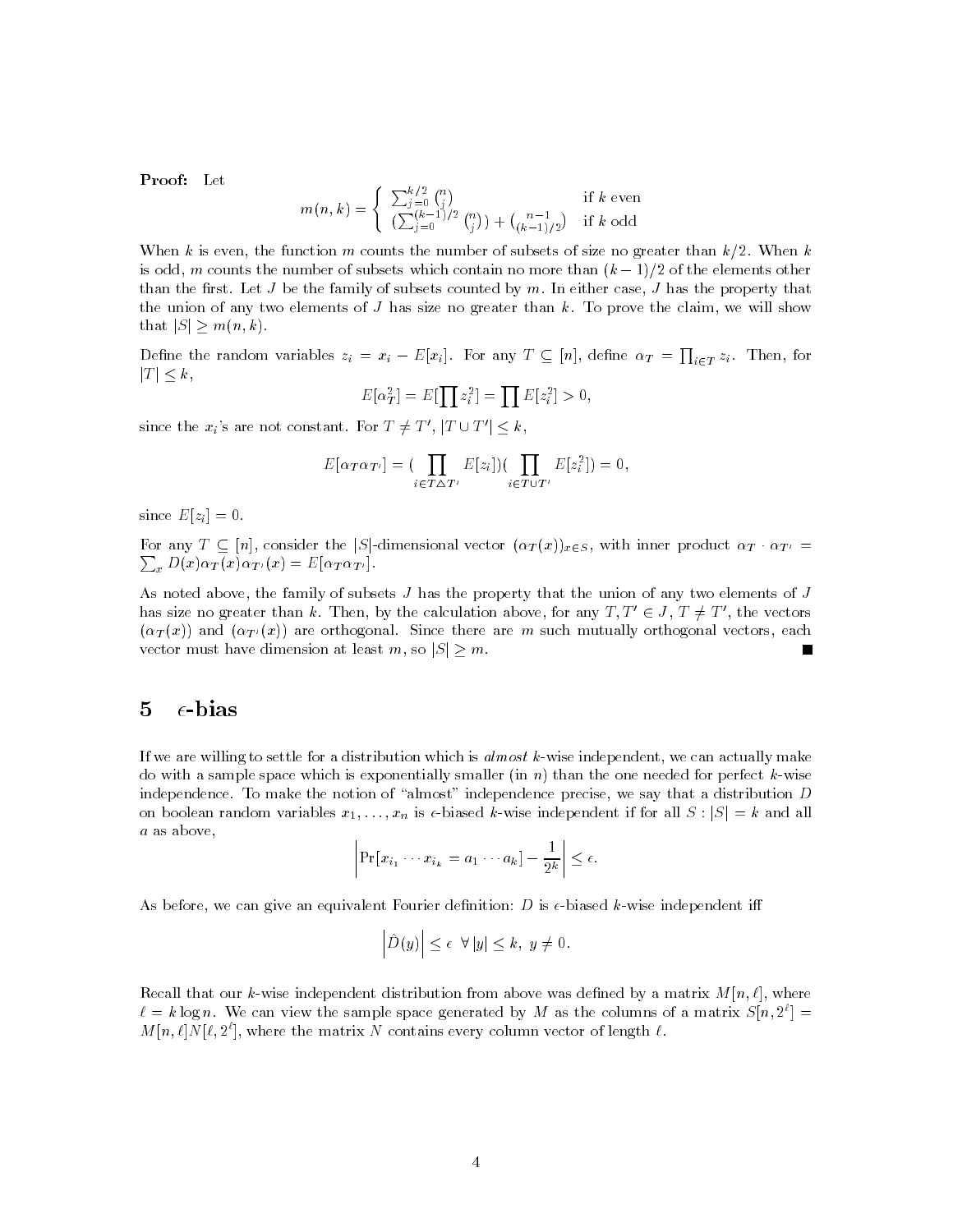**Proof:** Let

$$m(n,k) = \begin{cases} \sum_{j=0}^{k/2} \binom{n}{j} & \text{if } k \text{ even} \\ (\sum_{j=0}^{(k-1)/2} \binom{n}{j}) + \binom{n-1}{(k-1)/2} & \text{if } k \text{ odd} \end{cases}$$

When $k$ is even, the function $m$ counts the number of subsets of size no greater than $k/2$. When $k$ is odd, $m$ counts the number of subsets which contain no more than $(k-1)/2$ of the elements other than the first. Let $J$ be the family of subsets counted by $m$. In either case, $J$ has the property that the union of any two elements of $J$ has size no greater than $k$. To prove the claim, we will show that $|S| \geq m(n,k)$.

Define the random variables $z_i = x_i - E[x_i]$. For any $T \subseteq [n]$, define $\alpha_T = \prod_{i \in T} z_i$. Then, for $|T| \leq k$,

$$E[\alpha_T^2] = E[\prod z_i^2] = \prod E[z_i^2] > 0,$$

since the $x_i$'s are not constant. For $T \neq T'$, $|T \cup T'| \leq k$,

$$E[\alpha_T \alpha_{T'}] = (\prod_{i \in T \triangle T'} E[z_i])(\prod_{i \in T \cup T'} E[z_i^2]) = 0,$$

since $E[z_i] = 0$.

For any $T \subseteq [n]$, consider the $|S|$-dimensional vector $(\alpha_T(x))_{x \in S}$, with inner product $\alpha_T \cdot \alpha_{T'} = \sum_x D(x)\alpha_T(x)\alpha_{T'}(x) = E[\alpha_T \alpha_{T'}]$.

As noted above, the family of subsets $J$ has the property that the union of any two elements of $J$ has size no greater than $k$. Then, by the calculation above, for any $T, T' \in J$, $T \neq T'$, the vectors $(\alpha_T(x))$ and $(\alpha_{T'}(x))$ are orthogonal. Since there are $m$ such mutually orthogonal vectors, each vector must have dimension at least $m$, so $|S| \geq m$. ∎

## 5 $\epsilon$-bias

If we are willing to settle for a distribution which is *almost* $k$-wise independent, we can actually make do with a sample space which is exponentially smaller (in $n$) than the one needed for perfect $k$-wise independence. To make the notion of "almost" independence precise, we say that a distribution $D$ on boolean random variables $x_1, \ldots, x_n$ is $\epsilon$-biased $k$-wise independent if for all $S : |S| = k$ and all $a$ as above,

$$\left| \Pr[x_{i_1} \cdots x_{i_k} = a_1 \cdots a_k] - \frac{1}{2^k} \right| \leq \epsilon.$$

As before, we can give an equivalent Fourier definition: $D$ is $\epsilon$-biased $k$-wise independent iff

$$\left| \hat{D}(y) \right| \leq \epsilon \;\; \forall |y| \leq k, \; y \neq 0.$$

Recall that our $k$-wise independent distribution from above was defined by a matrix $M[n, \ell]$, where $\ell = k \log n$. We can view the sample space generated by $M$ as the columns of a matrix $S[n, 2^\ell] = M[n, \ell]N[\ell, 2^\ell]$, where the matrix $N$ contains every column vector of length $\ell$.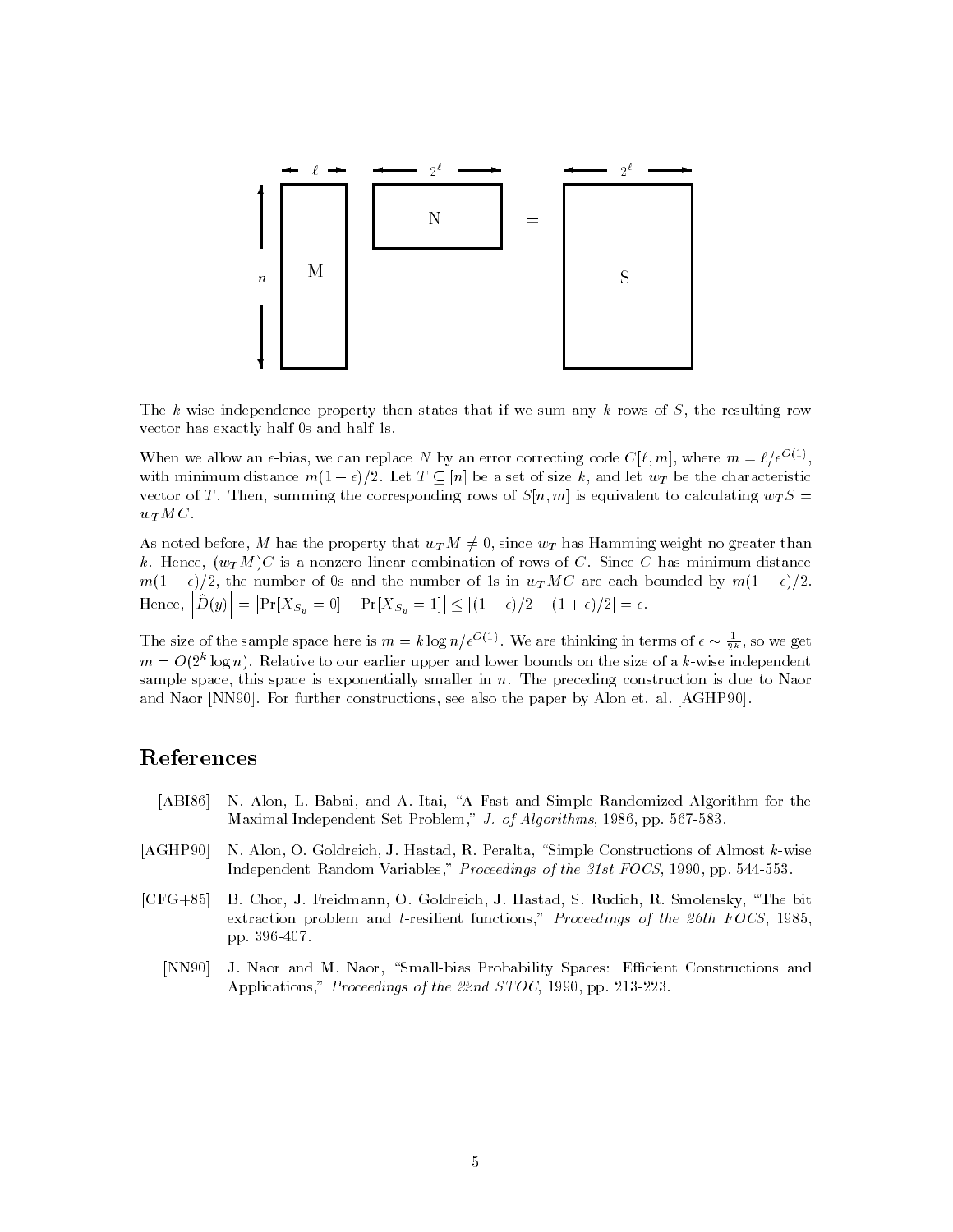$\ell$ $2^\ell$ $2^\ell$

$n$ M N = S

The $k$-wise independence property then states that if we sum any $k$ rows of $S$, the resulting row vector has exactly half 0s and half 1s.

When we allow an $\epsilon$-bias, we can replace $N$ by an error correcting code $C[\ell, m]$, where $m = \ell/\epsilon^{O(1)}$, with minimum distance $m(1-\epsilon)/2$. Let $T \subseteq [n]$ be a set of size $k$, and let $w_T$ be the characteristic vector of $T$. Then, summing the corresponding rows of $S[n,m]$ is equivalent to calculating $w_T S = w_T M C$.

As noted before, $M$ has the property that $w_T M \neq 0$, since $w_T$ has Hamming weight no greater than $k$. Hence, $(w_T M)C$ is a nonzero linear combination of rows of $C$. Since $C$ has minimum distance $m(1-\epsilon)/2$, the number of 0s and the number of 1s in $w_T MC$ are each bounded by $m(1-\epsilon)/2$. Hence, $\left|\hat{D}(y)\right| = \left|\Pr[X_{S_y} = 0] - \Pr[X_{S_y} = 1]\right| \leq |(1-\epsilon)/2 - (1+\epsilon)/2| = \epsilon$.

The size of the sample space here is $m = k \log n/\epsilon^{O(1)}$. We are thinking in terms of $\epsilon \sim \frac{1}{2^k}$, so we get $m = O(2^k \log n)$. Relative to our earlier upper and lower bounds on the size of a $k$-wise independent sample space, this space is exponentially smaller in $n$. The preceding construction is due to Naor and Naor [NN90]. For further constructions, see also the paper by Alon et. al. [AGHP90].

# References

[ABI86] N. Alon, L. Babai, and A. Itai, "A Fast and Simple Randomized Algorithm for the Maximal Independent Set Problem," *J. of Algorithms*, 1986, pp. 567-583.

[AGHP90] N. Alon, O. Goldreich, J. Hastad, R. Peralta, "Simple Constructions of Almost $k$-wise Independent Random Variables," *Proceedings of the 31st FOCS*, 1990, pp. 544-553.

[CFG+85] B. Chor, J. Freidmann, O. Goldreich, J. Hastad, S. Rudich, R. Smolensky, "The bit extraction problem and $t$-resilient functions," *Proceedings of the 26th FOCS*, 1985, pp. 396-407.

[NN90] J. Naor and M. Naor, "Small-bias Probability Spaces: Efficient Constructions and Applications," *Proceedings of the 22nd STOC*, 1990, pp. 213-223.